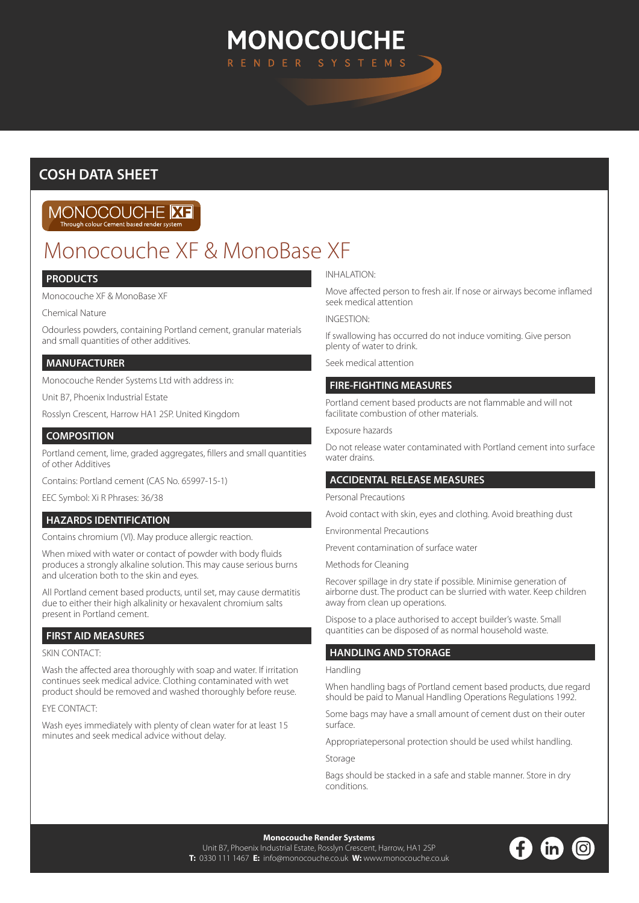# MONOCOUCHE

RENDER SYSTEMS

## COSH DATA SHEET

MONOCOUCHE XF
Through colour Cement based render system

# Monocouche XF & MonoBase XF

### PRODUCTS

Monocouche XF & MonoBase XF

Chemical Nature

Odourless powders, containing Portland cement, granular materials and small quantities of other additives.

### MANUFACTURER

Monocouche Render Systems Ltd with address in:

Unit B7, Phoenix Industrial Estate

Rosslyn Crescent, Harrow HA1 2SP. United Kingdom

### COMPOSITION

Portland cement, lime, graded aggregates, fillers and small quantities of other Additives

Contains: Portland cement (CAS No. 65997-15-1)

EEC Symbol: Xi R Phrases: 36/38

### HAZARDS IDENTIFICATION

Contains chromium (VI). May produce allergic reaction.

When mixed with water or contact of powder with body fluids produces a strongly alkaline solution. This may cause serious burns and ulceration both to the skin and eyes.

All Portland cement based products, until set, may cause dermatitis due to either their high alkalinity or hexavalent chromium salts present in Portland cement.

### FIRST AID MEASURES

SKIN CONTACT:

Wash the affected area thoroughly with soap and water. If irritation continues seek medical advice. Clothing contaminated with wet product should be removed and washed thoroughly before reuse.

EYE CONTACT:

Wash eyes immediately with plenty of clean water for at least 15 minutes and seek medical advice without delay.

INHALATION:

Move affected person to fresh air. If nose or airways become inflamed seek medical attention

INGESTION:

If swallowing has occurred do not induce vomiting. Give person plenty of water to drink.

Seek medical attention

### FIRE-FIGHTING MEASURES

Portland cement based products are not flammable and will not facilitate combustion of other materials.

Exposure hazards

Do not release water contaminated with Portland cement into surface water drains.

### ACCIDENTAL RELEASE MEASURES

Personal Precautions

Avoid contact with skin, eyes and clothing. Avoid breathing dust

Environmental Precautions

Prevent contamination of surface water

Methods for Cleaning

Recover spillage in dry state if possible. Minimise generation of airborne dust. The product can be slurried with water. Keep children away from clean up operations.

Dispose to a place authorised to accept builder's waste. Small quantities can be disposed of as normal household waste.

### HANDLING AND STORAGE

Handling

When handling bags of Portland cement based products, due regard should be paid to Manual Handling Operations Regulations 1992.

Some bags may have a small amount of cement dust on their outer surface.

Appropriatepersonal protection should be used whilst handling.

Storage

Bags should be stacked in a safe and stable manner. Store in dry conditions.

**Monocouche Render Systems**
Unit B7, Phoenix Industrial Estate, Rosslyn Crescent, Harrow, HA1 2SP
**T:** 0330 111 1467 **E:** info@monocouche.co.uk **W:** www.monocouche.co.uk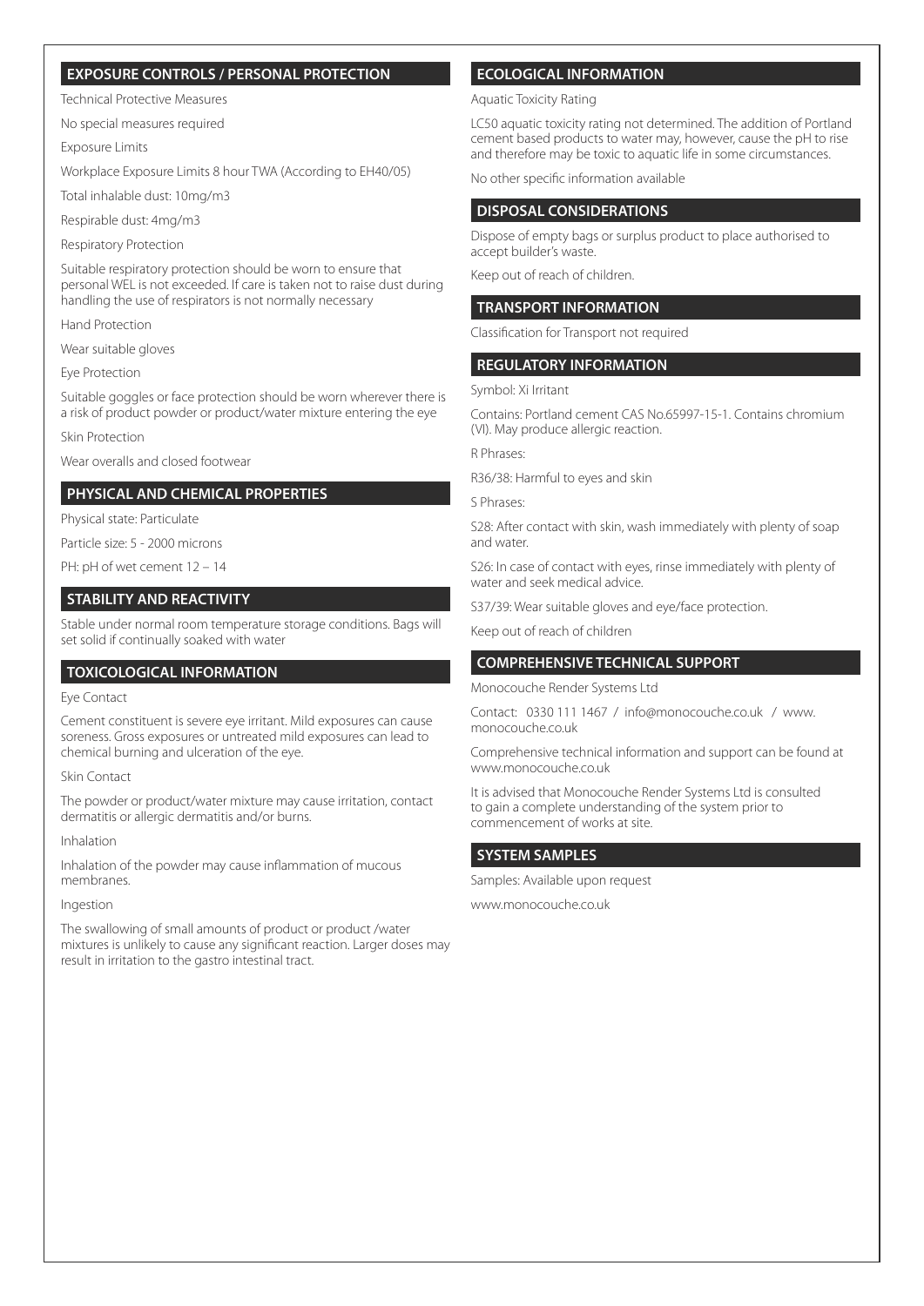## EXPOSURE CONTROLS / PERSONAL PROTECTION

Technical Protective Measures

No special measures required

Exposure Limits

Workplace Exposure Limits 8 hour TWA (According to EH40/05)

Total inhalable dust: 10mg/m3

Respirable dust: 4mg/m3

Respiratory Protection

Suitable respiratory protection should be worn to ensure that personal WEL is not exceeded. If care is taken not to raise dust during handling the use of respirators is not normally necessary

Hand Protection

Wear suitable gloves

Eye Protection

Suitable goggles or face protection should be worn wherever there is a risk of product powder or product/water mixture entering the eye

Skin Protection

Wear overalls and closed footwear

## PHYSICAL AND CHEMICAL PROPERTIES

Physical state: Particulate

Particle size: 5 - 2000 microns

PH: pH of wet cement 12 – 14

## STABILITY AND REACTIVITY

Stable under normal room temperature storage conditions. Bags will set solid if continually soaked with water

## TOXICOLOGICAL INFORMATION

Eye Contact

Cement constituent is severe eye irritant. Mild exposures can cause soreness. Gross exposures or untreated mild exposures can lead to chemical burning and ulceration of the eye.

Skin Contact

The powder or product/water mixture may cause irritation, contact dermatitis or allergic dermatitis and/or burns.

Inhalation

Inhalation of the powder may cause inflammation of mucous membranes.

Ingestion

The swallowing of small amounts of product or product /water mixtures is unlikely to cause any significant reaction. Larger doses may result in irritation to the gastro intestinal tract.

## ECOLOGICAL INFORMATION

Aquatic Toxicity Rating

LC50 aquatic toxicity rating not determined. The addition of Portland cement based products to water may, however, cause the pH to rise and therefore may be toxic to aquatic life in some circumstances.

No other specific information available

## DISPOSAL CONSIDERATIONS

Dispose of empty bags or surplus product to place authorised to accept builder's waste.

Keep out of reach of children.

## TRANSPORT INFORMATION

Classification for Transport not required

## REGULATORY INFORMATION

Symbol: Xi Irritant

Contains: Portland cement CAS No.65997-15-1. Contains chromium (VI). May produce allergic reaction.

R Phrases:

R36/38: Harmful to eyes and skin

S Phrases:

S28: After contact with skin, wash immediately with plenty of soap and water.

S26: In case of contact with eyes, rinse immediately with plenty of water and seek medical advice.

S37/39: Wear suitable gloves and eye/face protection.

Keep out of reach of children

## COMPREHENSIVE TECHNICAL SUPPORT

Monocouche Render Systems Ltd

Contact: 0330 111 1467 / info@monocouche.co.uk / www.monocouche.co.uk

Comprehensive technical information and support can be found at www.monocouche.co.uk

It is advised that Monocouche Render Systems Ltd is consulted to gain a complete understanding of the system prior to commencement of works at site.

## SYSTEM SAMPLES

Samples: Available upon request

www.monocouche.co.uk